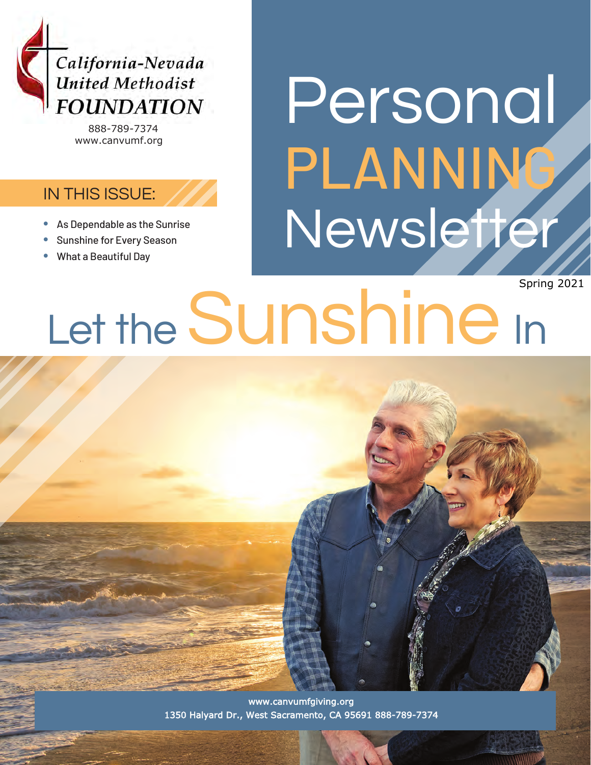California-Nevada United Methodist FOUNDATION

888-789-7374
www.canvumf.org

# Personal PLANNING Newsletter

Spring 2021

## IN THIS ISSUE:

- As Dependable as the Sunrise
- Sunshine for Every Season
- What a Beautiful Day

# Let the Sunshine In

www.canvumfgiving.org
1350 Halyard Dr., West Sacramento, CA 95691 888-789-7374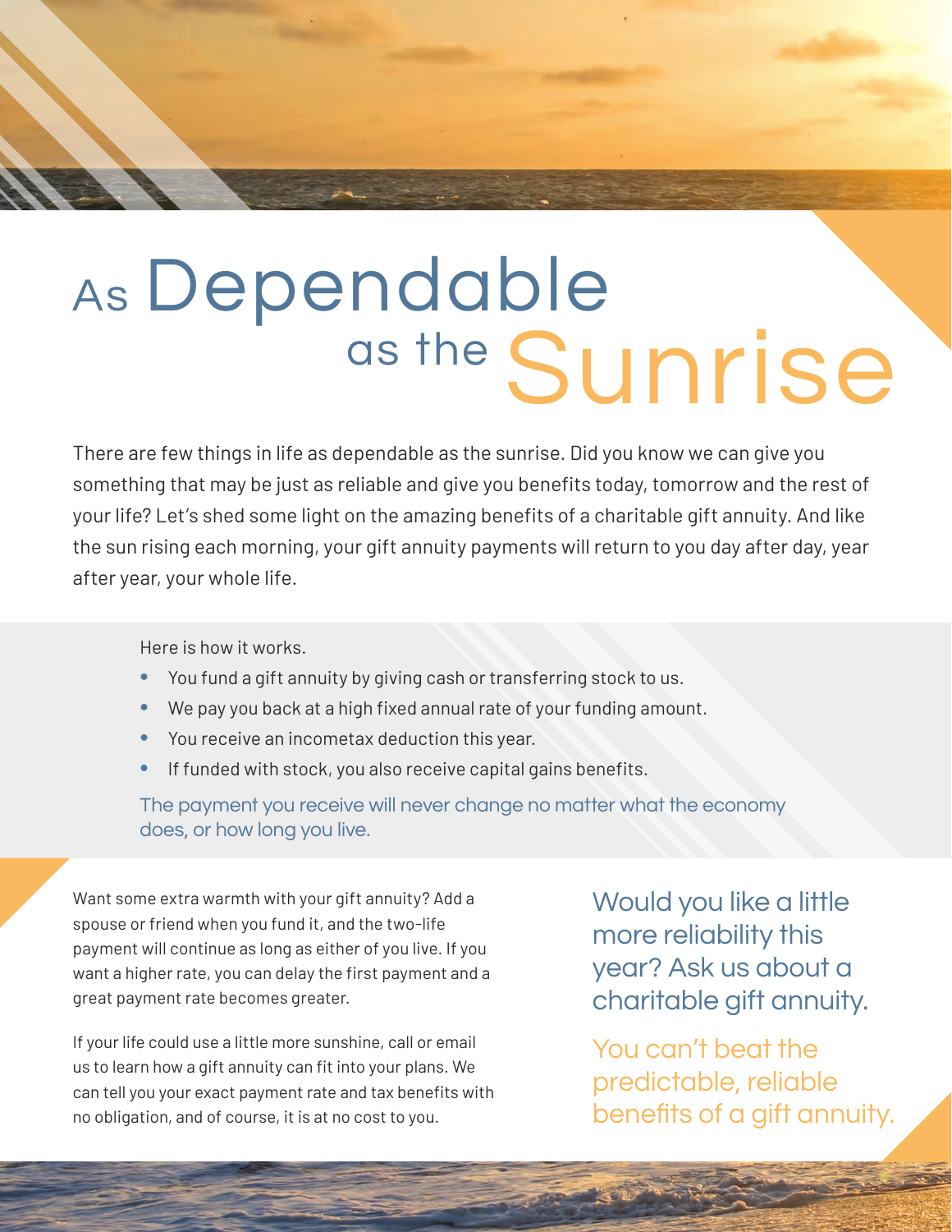# As Dependable as the Sunrise

There are few things in life as dependable as the sunrise. Did you know we can give you something that may be just as reliable and give you benefits today, tomorrow and the rest of your life? Let's shed some light on the amazing benefits of a charitable gift annuity. And like the sun rising each morning, your gift annuity payments will return to you day after day, year after year, your whole life.

Here is how it works.

- You fund a gift annuity by giving cash or transferring stock to us.
- We pay you back at a high fixed annual rate of your funding amount.
- You receive an incometax deduction this year.
- If funded with stock, you also receive capital gains benefits.

The payment you receive will never change no matter what the economy does, or how long you live.

Want some extra warmth with your gift annuity? Add a spouse or friend when you fund it, and the two-life payment will continue as long as either of you live. If you want a higher rate, you can delay the first payment and a great payment rate becomes greater.

If your life could use a little more sunshine, call or email us to learn how a gift annuity can fit into your plans. We can tell you your exact payment rate and tax benefits with no obligation, and of course, it is at no cost to you.

Would you like a little more reliability this year? Ask us about a charitable gift annuity.

You can't beat the predictable, reliable benefits of a gift annuity.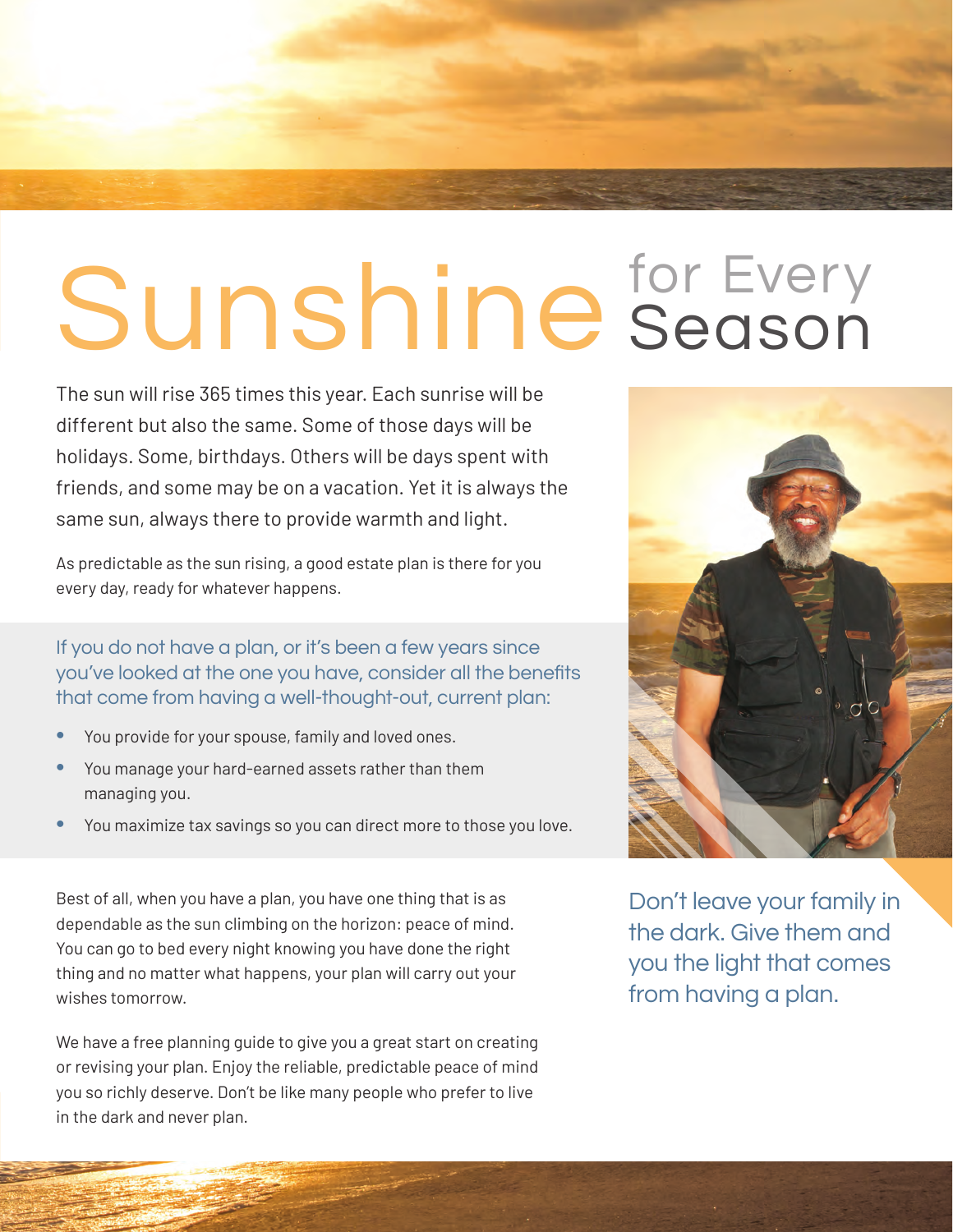# Sunshine for Every Season

The sun will rise 365 times this year. Each sunrise will be different but also the same. Some of those days will be holidays. Some, birthdays. Others will be days spent with friends, and some may be on a vacation. Yet it is always the same sun, always there to provide warmth and light.

As predictable as the sun rising, a good estate plan is there for you every day, ready for whatever happens.

If you do not have a plan, or it's been a few years since you've looked at the one you have, consider all the benefits that come from having a well-thought-out, current plan:

- You provide for your spouse, family and loved ones.
- You manage your hard-earned assets rather than them managing you.
- You maximize tax savings so you can direct more to those you love.

Best of all, when you have a plan, you have one thing that is as dependable as the sun climbing on the horizon: peace of mind. You can go to bed every night knowing you have done the right thing and no matter what happens, your plan will carry out your wishes tomorrow.

We have a free planning guide to give you a great start on creating or revising your plan. Enjoy the reliable, predictable peace of mind you so richly deserve. Don't be like many people who prefer to live in the dark and never plan.

Don't leave your family in the dark. Give them and you the light that comes from having a plan.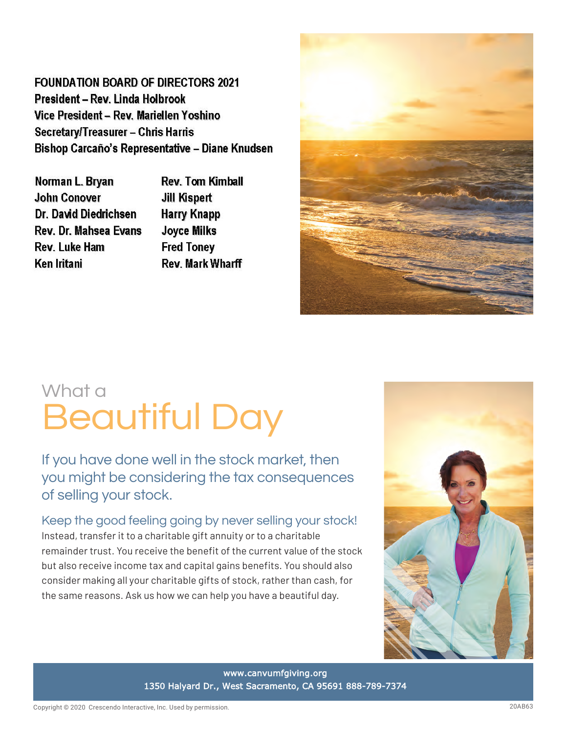**FOUNDATION BOARD OF DIRECTORS 2021**
**President – Rev. Linda Holbrook**
**Vice President – Rev. Mariellen Yoshino**
**Secretary/Treasurer – Chris Harris**
**Bishop Carcaño's Representative – Diane Knudsen**

**Norman L. Bryan**
**John Conover**
**Dr. David Diedrichsen**
**Rev. Dr. Mahsea Evans**
**Rev. Luke Ham**
**Ken Iritani**
**Rev. Tom Kimball**
**Jill Kispert**
**Harry Knapp**
**Joyce Milks**
**Fred Toney**
**Rev. Mark Wharff**

What a
# Beautiful Day

## If you have done well in the stock market, then you might be considering the tax consequences of selling your stock.

### Keep the good feeling going by never selling your stock!

Instead, transfer it to a charitable gift annuity or to a charitable remainder trust. You receive the benefit of the current value of the stock but also receive income tax and capital gains benefits. You should also consider making all your charitable gifts of stock, rather than cash, for the same reasons. Ask us how we can help you have a beautiful day.

www.canvumfgiving.org
1350 Halyard Dr., West Sacramento, CA 95691 888-789-7374

Copyright © 2020 Crescendo Interactive, Inc. Used by permission.

20AB63